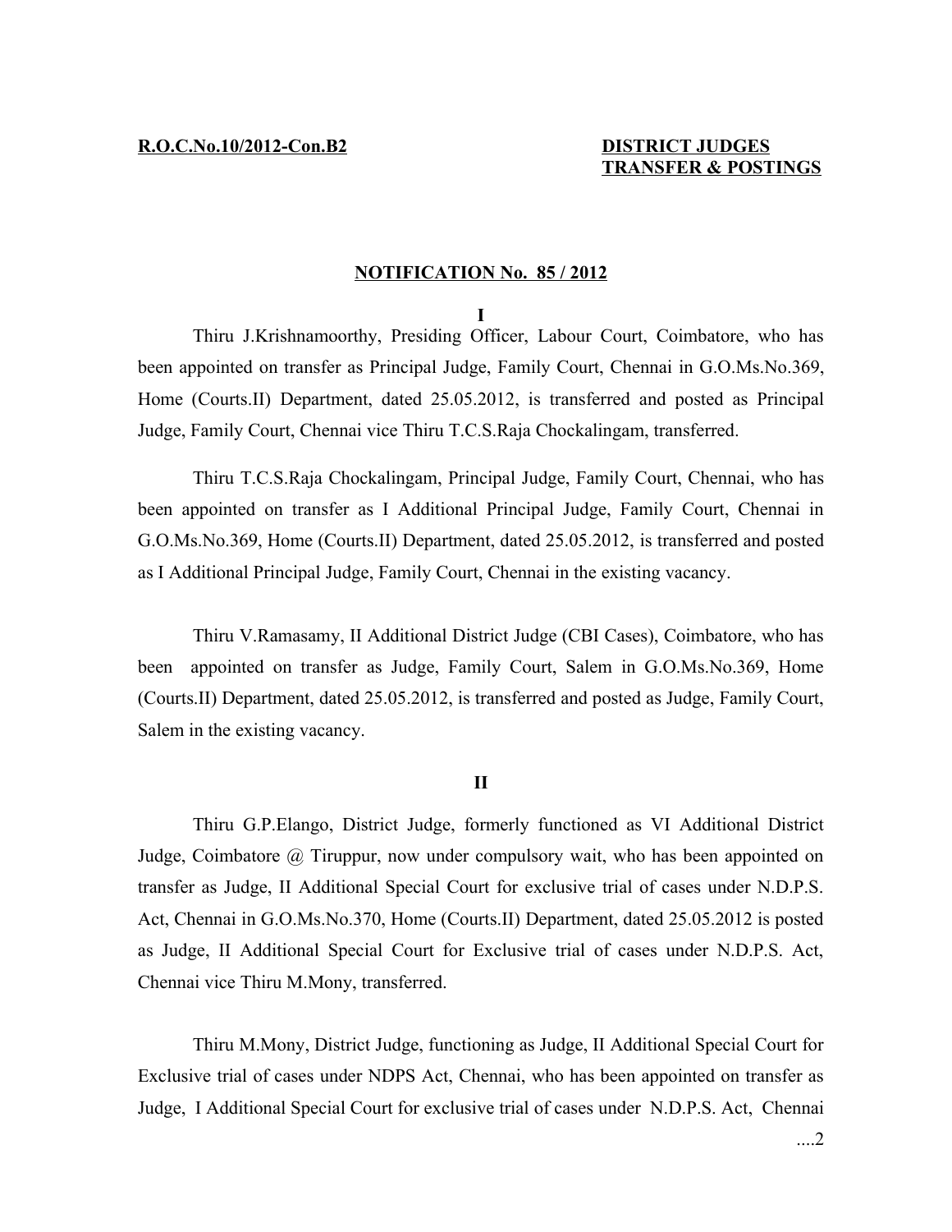**R.O.C.No.10/2012-Con.B2** **DISTRICT JUDGES TRANSFER & POSTINGS**

**NOTIFICATION No. 85 / 2012**

**I**

Thiru J.Krishnamoorthy, Presiding Officer, Labour Court, Coimbatore, who has been appointed on transfer as Principal Judge, Family Court, Chennai in G.O.Ms.No.369, Home (Courts.II) Department, dated 25.05.2012, is transferred and posted as Principal Judge, Family Court, Chennai vice Thiru T.C.S.Raja Chockalingam, transferred.

Thiru T.C.S.Raja Chockalingam, Principal Judge, Family Court, Chennai, who has been appointed on transfer as I Additional Principal Judge, Family Court, Chennai in G.O.Ms.No.369, Home (Courts.II) Department, dated 25.05.2012, is transferred and posted as I Additional Principal Judge, Family Court, Chennai in the existing vacancy.

Thiru V.Ramasamy, II Additional District Judge (CBI Cases), Coimbatore, who has been appointed on transfer as Judge, Family Court, Salem in G.O.Ms.No.369, Home (Courts.II) Department, dated 25.05.2012, is transferred and posted as Judge, Family Court, Salem in the existing vacancy.

**II**

Thiru G.P.Elango, District Judge, formerly functioned as VI Additional District Judge, Coimbatore @ Tiruppur, now under compulsory wait, who has been appointed on transfer as Judge, II Additional Special Court for exclusive trial of cases under N.D.P.S. Act, Chennai in G.O.Ms.No.370, Home (Courts.II) Department, dated 25.05.2012 is posted as Judge, II Additional Special Court for Exclusive trial of cases under N.D.P.S. Act, Chennai vice Thiru M.Mony, transferred.

Thiru M.Mony, District Judge, functioning as Judge, II Additional Special Court for Exclusive trial of cases under NDPS Act, Chennai, who has been appointed on transfer as Judge, I Additional Special Court for exclusive trial of cases under N.D.P.S. Act, Chennai

....2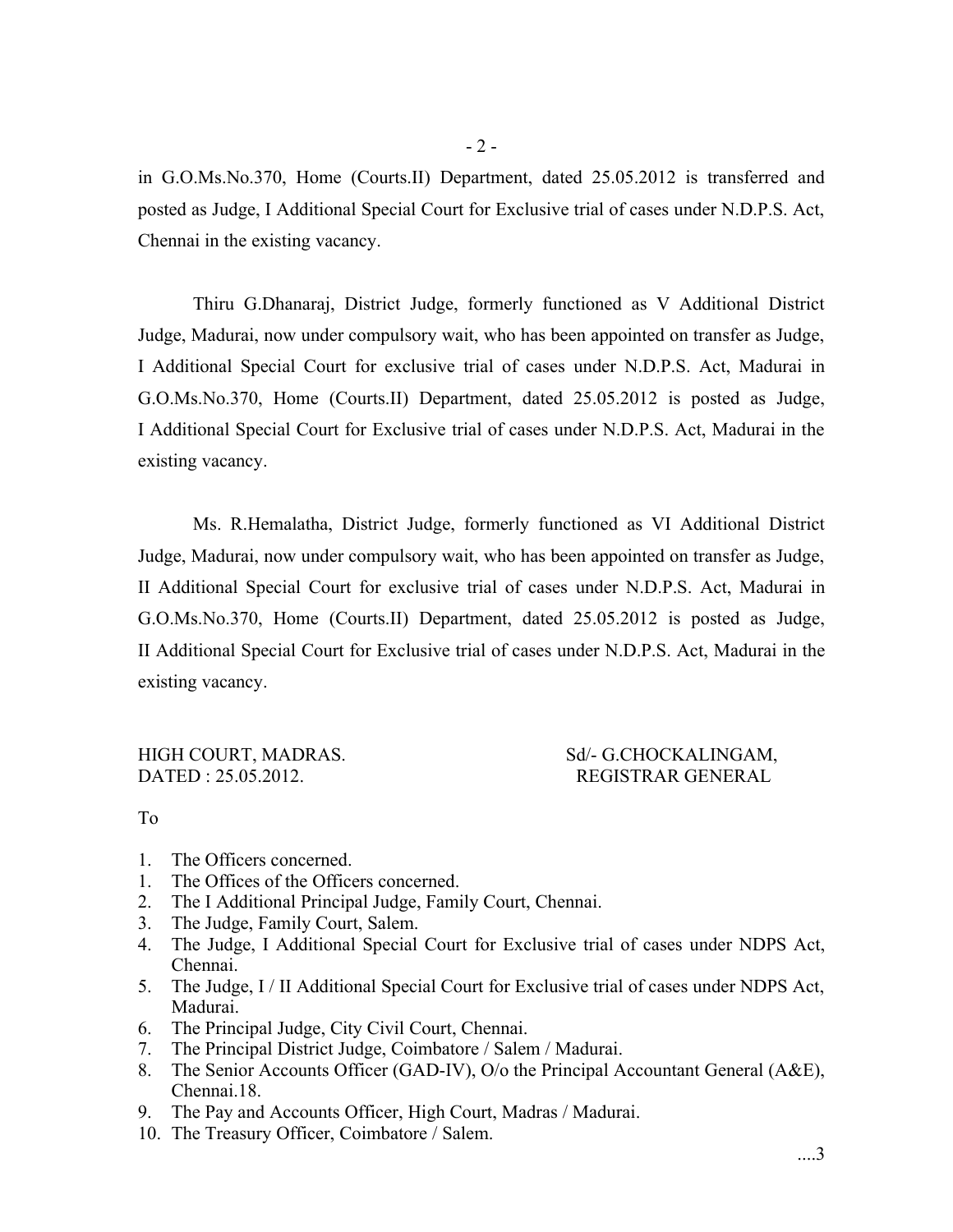in G.O.Ms.No.370, Home (Courts.II) Department, dated 25.05.2012 is transferred and posted as Judge, I Additional Special Court for Exclusive trial of cases under N.D.P.S. Act, Chennai in the existing vacancy.

Thiru G.Dhanaraj, District Judge, formerly functioned as V Additional District Judge, Madurai, now under compulsory wait, who has been appointed on transfer as Judge, I Additional Special Court for exclusive trial of cases under N.D.P.S. Act, Madurai in G.O.Ms.No.370, Home (Courts.II) Department, dated 25.05.2012 is posted as Judge, I Additional Special Court for Exclusive trial of cases under N.D.P.S. Act, Madurai in the existing vacancy.

Ms. R.Hemalatha, District Judge, formerly functioned as VI Additional District Judge, Madurai, now under compulsory wait, who has been appointed on transfer as Judge, II Additional Special Court for exclusive trial of cases under N.D.P.S. Act, Madurai in G.O.Ms.No.370, Home (Courts.II) Department, dated 25.05.2012 is posted as Judge, II Additional Special Court for Exclusive trial of cases under N.D.P.S. Act, Madurai in the existing vacancy.

HIGH COURT, MADRAS.
DATED : 25.05.2012.

Sd/- G.CHOCKALINGAM,
REGISTRAR GENERAL

To

1. The Officers concerned.
1. The Offices of the Officers concerned.
2. The I Additional Principal Judge, Family Court, Chennai.
3. The Judge, Family Court, Salem.
4. The Judge, I Additional Special Court for Exclusive trial of cases under NDPS Act, Chennai.
5. The Judge, I / II Additional Special Court for Exclusive trial of cases under NDPS Act, Madurai.
6. The Principal Judge, City Civil Court, Chennai.
7. The Principal District Judge, Coimbatore / Salem / Madurai.
8. The Senior Accounts Officer (GAD-IV), O/o the Principal Accountant General (A&E), Chennai.18.
9. The Pay and Accounts Officer, High Court, Madras / Madurai.
10. The Treasury Officer, Coimbatore / Salem.

....3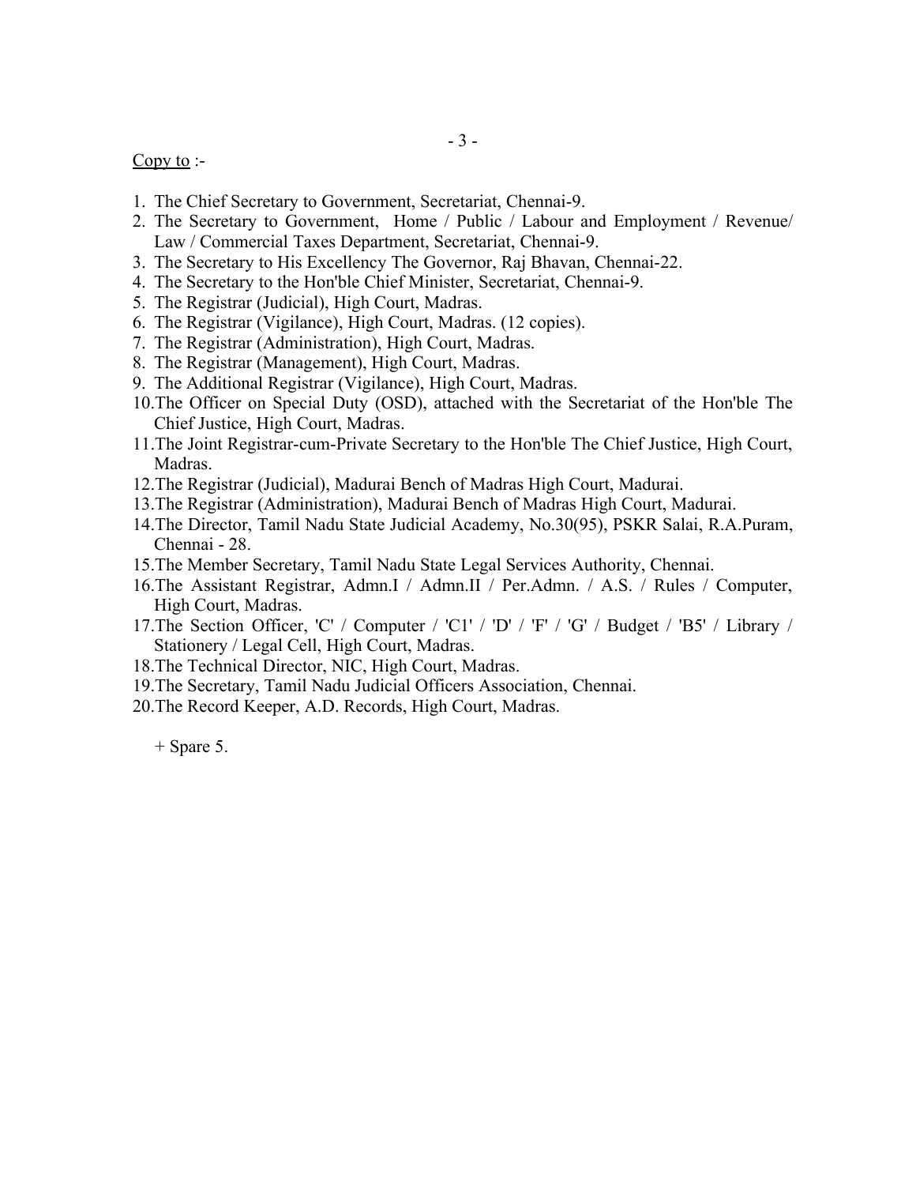Copy to :-

1. The Chief Secretary to Government, Secretariat, Chennai-9.
2. The Secretary to Government, Home / Public / Labour and Employment / Revenue/ Law / Commercial Taxes Department, Secretariat, Chennai-9.
3. The Secretary to His Excellency The Governor, Raj Bhavan, Chennai-22.
4. The Secretary to the Hon'ble Chief Minister, Secretariat, Chennai-9.
5. The Registrar (Judicial), High Court, Madras.
6. The Registrar (Vigilance), High Court, Madras. (12 copies).
7. The Registrar (Administration), High Court, Madras.
8. The Registrar (Management), High Court, Madras.
9. The Additional Registrar (Vigilance), High Court, Madras.
10. The Officer on Special Duty (OSD), attached with the Secretariat of the Hon'ble The Chief Justice, High Court, Madras.
11. The Joint Registrar-cum-Private Secretary to the Hon'ble The Chief Justice, High Court, Madras.
12. The Registrar (Judicial), Madurai Bench of Madras High Court, Madurai.
13. The Registrar (Administration), Madurai Bench of Madras High Court, Madurai.
14. The Director, Tamil Nadu State Judicial Academy, No.30(95), PSKR Salai, R.A.Puram, Chennai - 28.
15. The Member Secretary, Tamil Nadu State Legal Services Authority, Chennai.
16. The Assistant Registrar, Admn.I / Admn.II / Per.Admn. / A.S. / Rules / Computer, High Court, Madras.
17. The Section Officer, 'C' / Computer / 'C1' / 'D' / 'F' / 'G' / Budget / 'B5' / Library / Stationery / Legal Cell, High Court, Madras.
18. The Technical Director, NIC, High Court, Madras.
19. The Secretary, Tamil Nadu Judicial Officers Association, Chennai.
20. The Record Keeper, A.D. Records, High Court, Madras.

+ Spare 5.